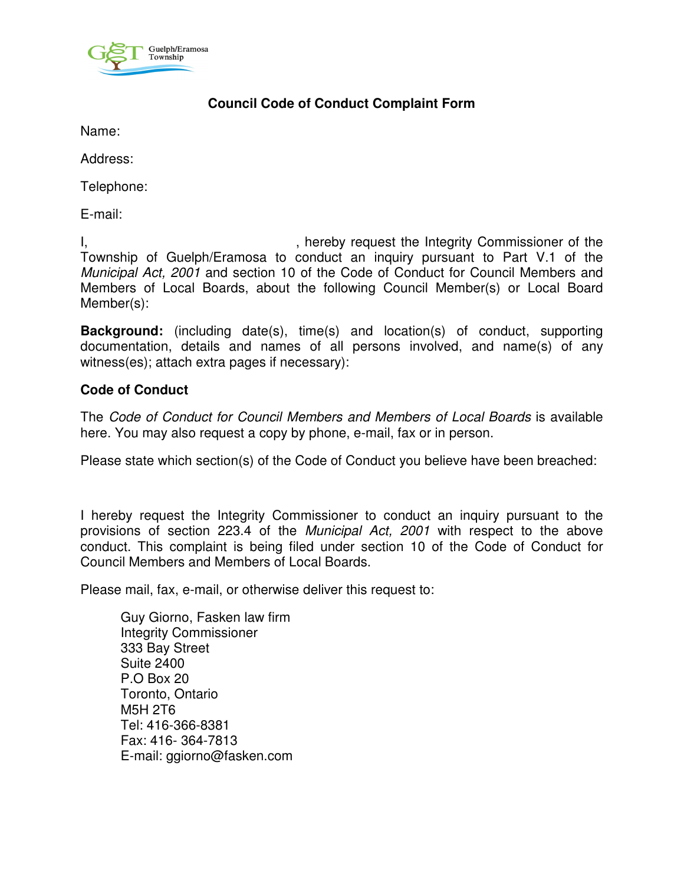## Council Code of Conduct Complaint Form

Name:

Address:

Telephone:

E-mail:

I, , hereby request the Integrity Commissioner of the Township of Guelph/Eramosa to conduct an inquiry pursuant to Part V.1 of the *Municipal Act, 2001* and section 10 of the Code of Conduct for Council Members and Members of Local Boards, about the following Council Member(s) or Local Board Member(s):

**Background:** (including date(s), time(s) and location(s) of conduct, supporting documentation, details and names of all persons involved, and name(s) of any witness(es); attach extra pages if necessary):

**Code of Conduct**

The *Code of Conduct for Council Members and Members of Local Boards* is available here. You may also request a copy by phone, e-mail, fax or in person.

Please state which section(s) of the Code of Conduct you believe have been breached:

I hereby request the Integrity Commissioner to conduct an inquiry pursuant to the provisions of section 223.4 of the *Municipal Act, 2001* with respect to the above conduct. This complaint is being filed under section 10 of the Code of Conduct for Council Members and Members of Local Boards.

Please mail, fax, e-mail, or otherwise deliver this request to:

Guy Giorno, Fasken law firm
Integrity Commissioner
333 Bay Street
Suite 2400
P.O Box 20
Toronto, Ontario
M5H 2T6
Tel: 416-366-8381
Fax: 416- 364-7813
E-mail: ggiorno@fasken.com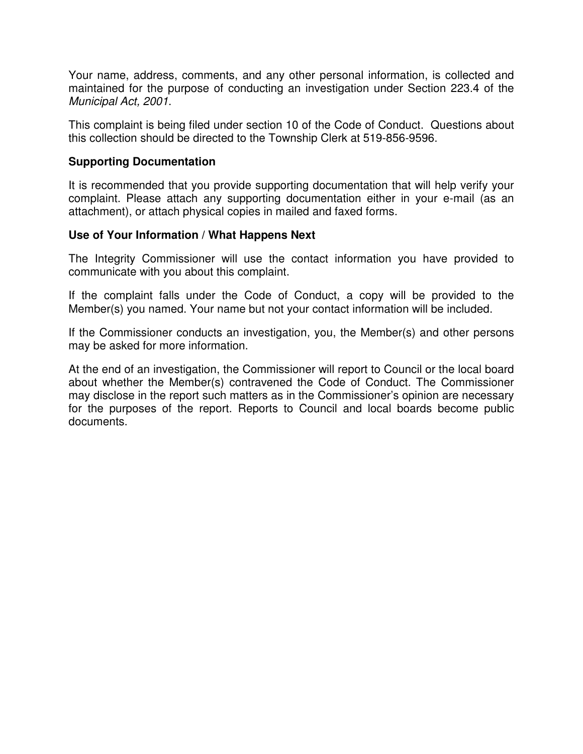Your name, address, comments, and any other personal information, is collected and maintained for the purpose of conducting an investigation under Section 223.4 of the *Municipal Act, 2001*.

This complaint is being filed under section 10 of the Code of Conduct. Questions about this collection should be directed to the Township Clerk at 519-856-9596.

**Supporting Documentation**

It is recommended that you provide supporting documentation that will help verify your complaint. Please attach any supporting documentation either in your e-mail (as an attachment), or attach physical copies in mailed and faxed forms.

**Use of Your Information / What Happens Next**

The Integrity Commissioner will use the contact information you have provided to communicate with you about this complaint.

If the complaint falls under the Code of Conduct, a copy will be provided to the Member(s) you named. Your name but not your contact information will be included.

If the Commissioner conducts an investigation, you, the Member(s) and other persons may be asked for more information.

At the end of an investigation, the Commissioner will report to Council or the local board about whether the Member(s) contravened the Code of Conduct. The Commissioner may disclose in the report such matters as in the Commissioner's opinion are necessary for the purposes of the report. Reports to Council and local boards become public documents.